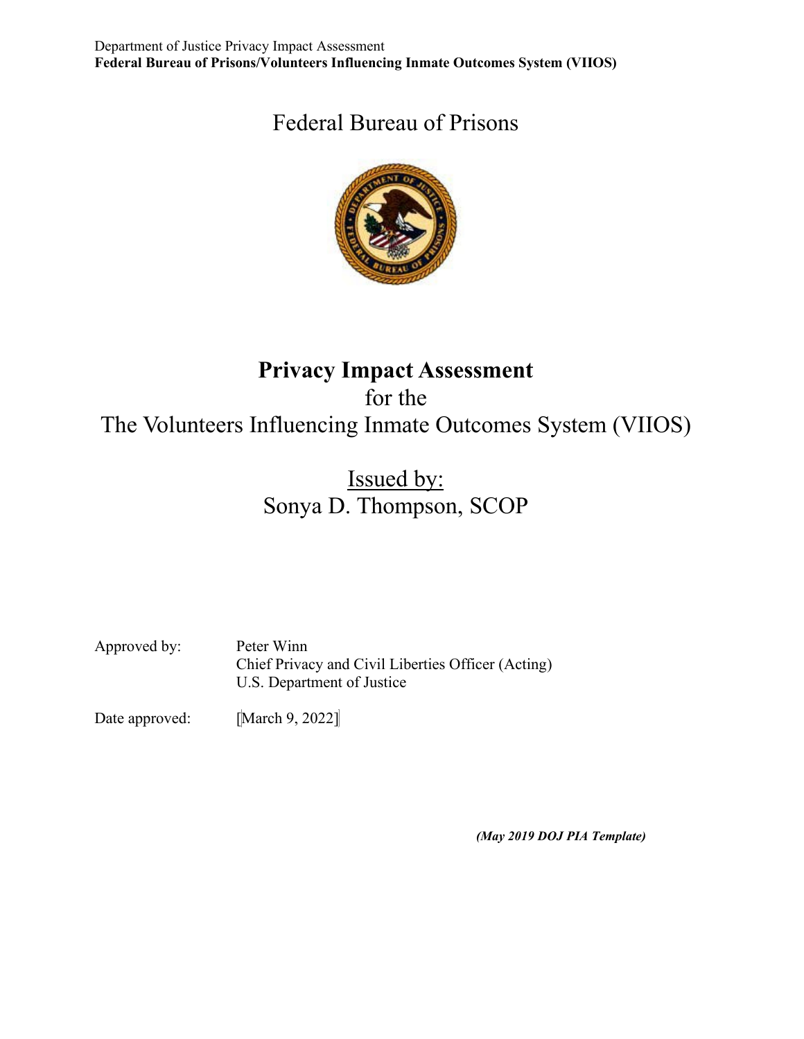# Federal Bureau of Prisons

# Privacy Impact Assessment

for the

The Volunteers Influencing Inmate Outcomes System (VIIOS)

Issued by:
Sonya D. Thompson, SCOP

Approved by: Peter Winn
Chief Privacy and Civil Liberties Officer (Acting)
U.S. Department of Justice

Date approved: [March 9, 2022]

*(May 2019 DOJ PIA Template)*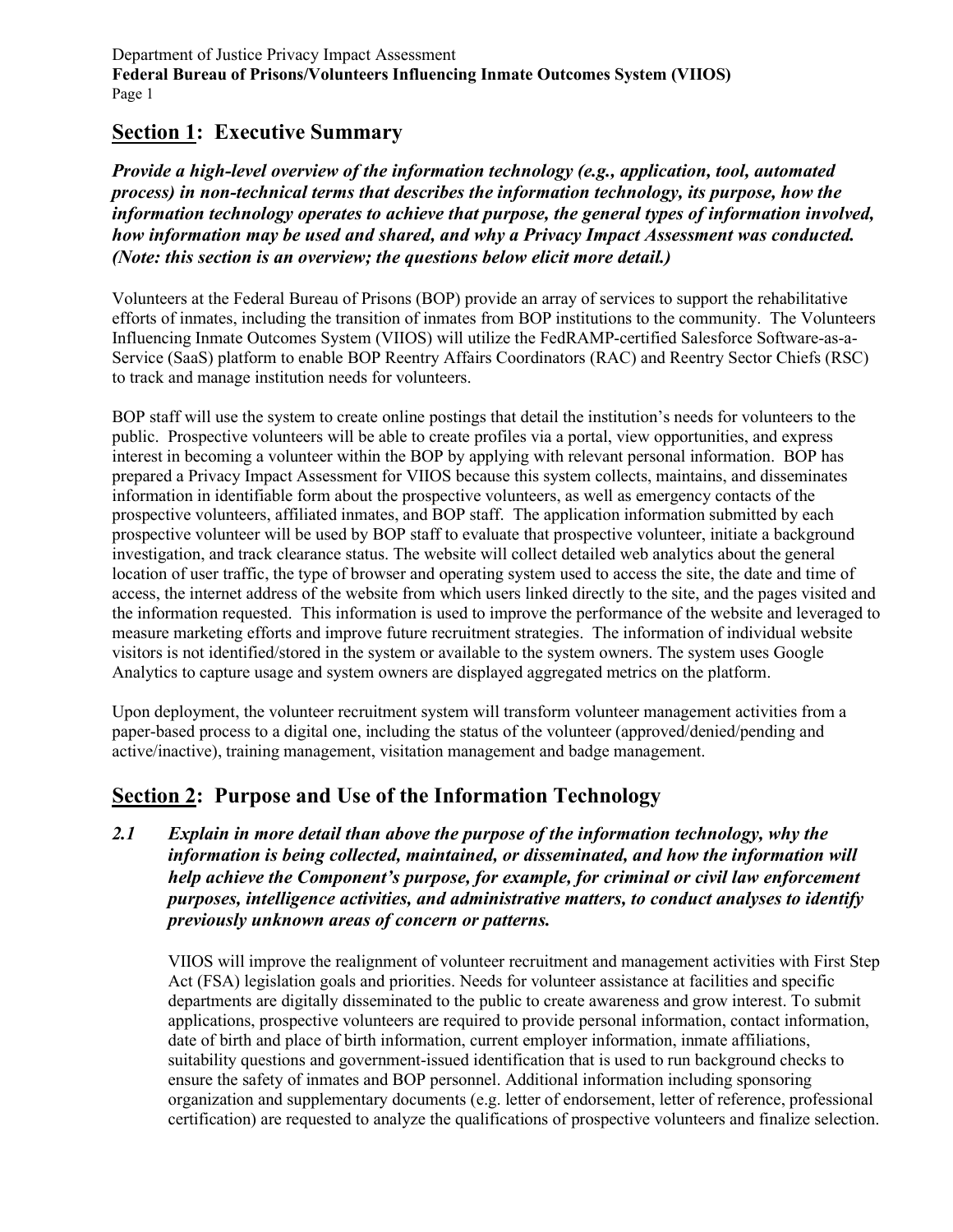## Section 1: Executive Summary

***Provide a high-level overview of the information technology (e.g., application, tool, automated process) in non-technical terms that describes the information technology, its purpose, how the information technology operates to achieve that purpose, the general types of information involved, how information may be used and shared, and why a Privacy Impact Assessment was conducted. (Note: this section is an overview; the questions below elicit more detail.)***

Volunteers at the Federal Bureau of Prisons (BOP) provide an array of services to support the rehabilitative efforts of inmates, including the transition of inmates from BOP institutions to the community. The Volunteers Influencing Inmate Outcomes System (VIIOS) will utilize the FedRAMP-certified Salesforce Software-as-a-Service (SaaS) platform to enable BOP Reentry Affairs Coordinators (RAC) and Reentry Sector Chiefs (RSC) to track and manage institution needs for volunteers.

BOP staff will use the system to create online postings that detail the institution's needs for volunteers to the public. Prospective volunteers will be able to create profiles via a portal, view opportunities, and express interest in becoming a volunteer within the BOP by applying with relevant personal information. BOP has prepared a Privacy Impact Assessment for VIIOS because this system collects, maintains, and disseminates information in identifiable form about the prospective volunteers, as well as emergency contacts of the prospective volunteers, affiliated inmates, and BOP staff. The application information submitted by each prospective volunteer will be used by BOP staff to evaluate that prospective volunteer, initiate a background investigation, and track clearance status. The website will collect detailed web analytics about the general location of user traffic, the type of browser and operating system used to access the site, the date and time of access, the internet address of the website from which users linked directly to the site, and the pages visited and the information requested. This information is used to improve the performance of the website and leveraged to measure marketing efforts and improve future recruitment strategies. The information of individual website visitors is not identified/stored in the system or available to the system owners. The system uses Google Analytics to capture usage and system owners are displayed aggregated metrics on the platform.

Upon deployment, the volunteer recruitment system will transform volunteer management activities from a paper-based process to a digital one, including the status of the volunteer (approved/denied/pending and active/inactive), training management, visitation management and badge management.

## Section 2: Purpose and Use of the Information Technology

***2.1 Explain in more detail than above the purpose of the information technology, why the information is being collected, maintained, or disseminated, and how the information will help achieve the Component's purpose, for example, for criminal or civil law enforcement purposes, intelligence activities, and administrative matters, to conduct analyses to identify previously unknown areas of concern or patterns.***

VIIOS will improve the realignment of volunteer recruitment and management activities with First Step Act (FSA) legislation goals and priorities. Needs for volunteer assistance at facilities and specific departments are digitally disseminated to the public to create awareness and grow interest. To submit applications, prospective volunteers are required to provide personal information, contact information, date of birth and place of birth information, current employer information, inmate affiliations, suitability questions and government-issued identification that is used to run background checks to ensure the safety of inmates and BOP personnel. Additional information including sponsoring organization and supplementary documents (e.g. letter of endorsement, letter of reference, professional certification) are requested to analyze the qualifications of prospective volunteers and finalize selection.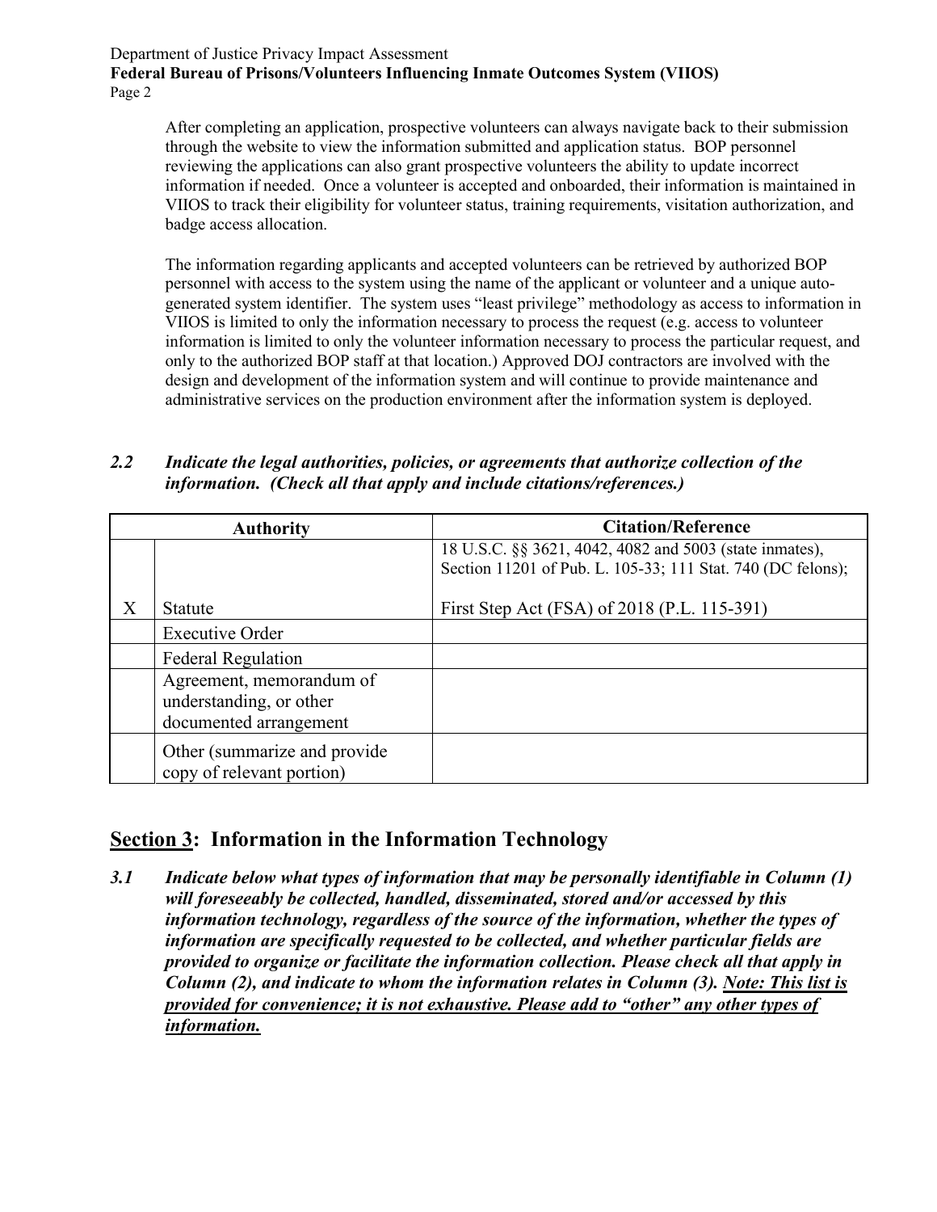After completing an application, prospective volunteers can always navigate back to their submission through the website to view the information submitted and application status. BOP personnel reviewing the applications can also grant prospective volunteers the ability to update incorrect information if needed. Once a volunteer is accepted and onboarded, their information is maintained in VIIOS to track their eligibility for volunteer status, training requirements, visitation authorization, and badge access allocation.

The information regarding applicants and accepted volunteers can be retrieved by authorized BOP personnel with access to the system using the name of the applicant or volunteer and a unique auto-generated system identifier. The system uses "least privilege" methodology as access to information in VIIOS is limited to only the information necessary to process the request (e.g. access to volunteer information is limited to only the volunteer information necessary to process the particular request, and only to the authorized BOP staff at that location.) Approved DOJ contractors are involved with the design and development of the information system and will continue to provide maintenance and administrative services on the production environment after the information system is deployed.

### *2.2 Indicate the legal authorities, policies, or agreements that authorize collection of the information. (Check all that apply and include citations/references.)*

| | Authority | Citation/Reference |
|---|---|---|
| X | Statute | 18 U.S.C. §§ 3621, 4042, 4082 and 5003 (state inmates), Section 11201 of Pub. L. 105-33; 111 Stat. 740 (DC felons); First Step Act (FSA) of 2018 (P.L. 115-391) |
| | Executive Order | |
| | Federal Regulation | |
| | Agreement, memorandum of understanding, or other documented arrangement | |
| | Other (summarize and provide copy of relevant portion) | |

## Section 3: Information in the Information Technology

***3.1 Indicate below what types of information that may be personally identifiable in Column (1) will foreseeably be collected, handled, disseminated, stored and/or accessed by this information technology, regardless of the source of the information, whether the types of information are specifically requested to be collected, and whether particular fields are provided to organize or facilitate the information collection. Please check all that apply in Column (2), and indicate to whom the information relates in Column (3). <u>Note: This list is provided for convenience; it is not exhaustive. Please add to "other" any other types of information.</u>***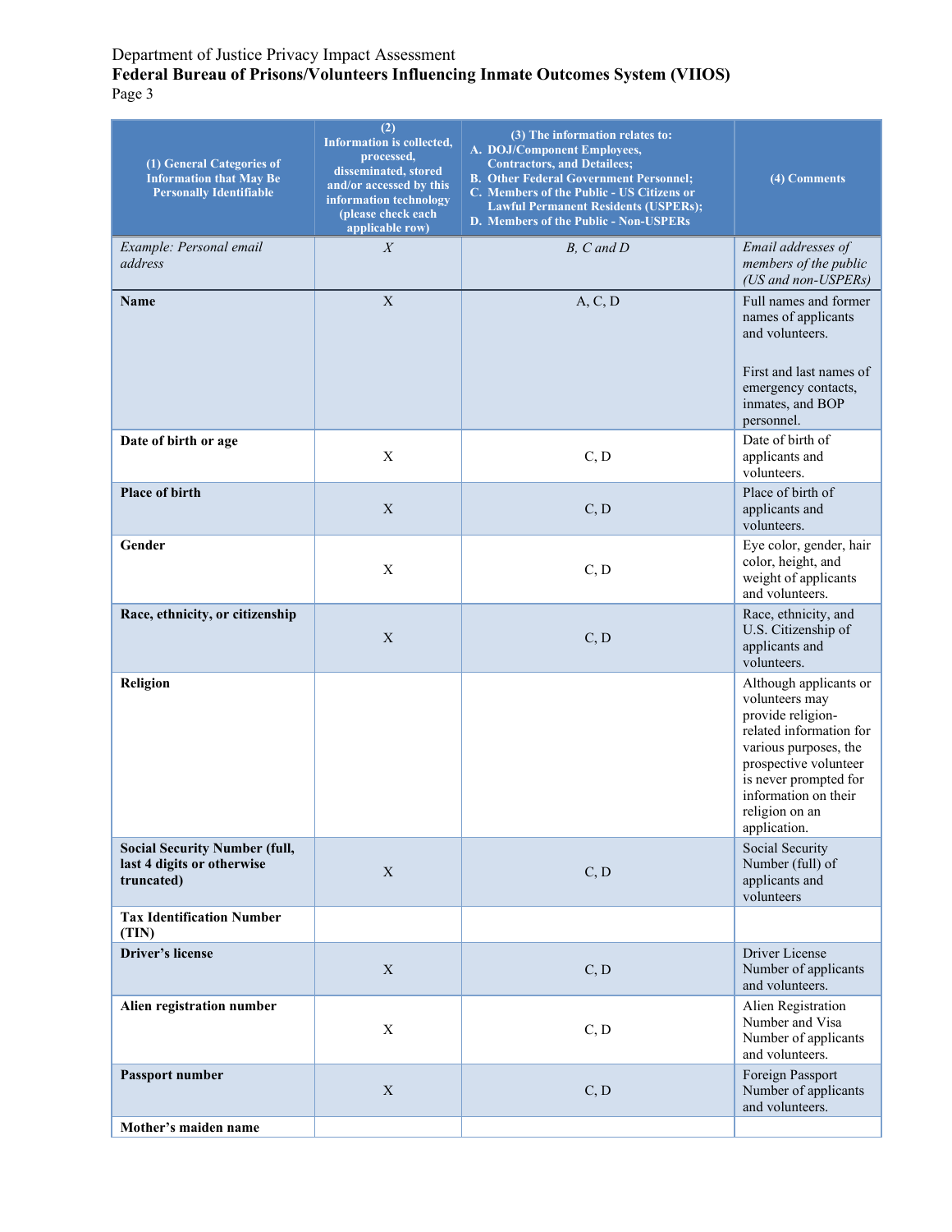| (1) General Categories of Information that May Be Personally Identifiable | (2) Information is collected, processed, disseminated, stored and/or accessed by this information technology (please check each applicable row) | (3) The information relates to: A. DOJ/Component Employees, Contractors, and Detailees; B. Other Federal Government Personnel; C. Members of the Public - US Citizens or Lawful Permanent Residents (USPERs); D. Members of the Public - Non-USPERs | (4) Comments |
|---|---|---|---|
| *Example: Personal email address* | *X* | *B, C and D* | *Email addresses of members of the public (US and non-USPERs)* |
| **Name** | X | A, C, D | Full names and former names of applicants and volunteers. First and last names of emergency contacts, inmates, and BOP personnel. |
| **Date of birth or age** | X | C, D | Date of birth of applicants and volunteers. |
| **Place of birth** | X | C, D | Place of birth of applicants and volunteers. |
| **Gender** | X | C, D | Eye color, gender, hair color, height, and weight of applicants and volunteers. |
| **Race, ethnicity, or citizenship** | X | C, D | Race, ethnicity, and U.S. Citizenship of applicants and volunteers. |
| **Religion** | | | Although applicants or volunteers may provide religion-related information for various purposes, the prospective volunteer is never prompted for information on their religion on an application. |
| **Social Security Number (full, last 4 digits or otherwise truncated)** | X | C, D | Social Security Number (full) of applicants and volunteers |
| **Tax Identification Number (TIN)** | | | |
| **Driver's license** | X | C, D | Driver License Number of applicants and volunteers. |
| **Alien registration number** | X | C, D | Alien Registration Number and Visa Number of applicants and volunteers. |
| **Passport number** | X | C, D | Foreign Passport Number of applicants and volunteers. |
| **Mother's maiden name** | | | |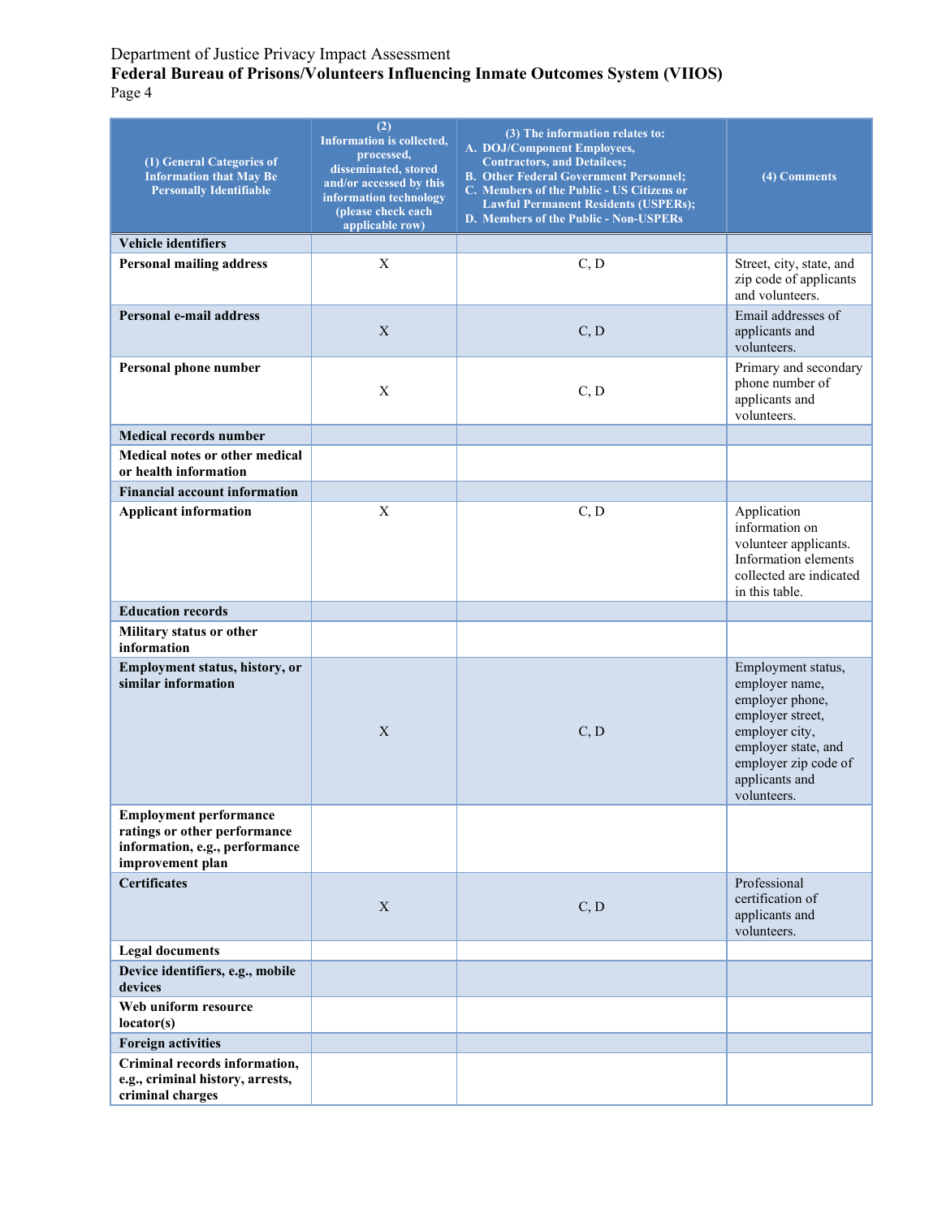| (1) General Categories of Information that May Be Personally Identifiable | (2) Information is collected, processed, disseminated, stored and/or accessed by this information technology (please check each applicable row) | (3) The information relates to: A. DOJ/Component Employees, Contractors, and Detailees; B. Other Federal Government Personnel; C. Members of the Public - US Citizens or Lawful Permanent Residents (USPERs); D. Members of the Public - Non-USPERs | (4) Comments |
|---|---|---|---|
| **Vehicle identifiers** | | | |
| **Personal mailing address** | X | C, D | Street, city, state, and zip code of applicants and volunteers. |
| **Personal e-mail address** | X | C, D | Email addresses of applicants and volunteers. |
| **Personal phone number** | X | C, D | Primary and secondary phone number of applicants and volunteers. |
| **Medical records number** | | | |
| **Medical notes or other medical or health information** | | | |
| **Financial account information** | | | |
| **Applicant information** | X | C, D | Application information on volunteer applicants. Information elements collected are indicated in this table. |
| **Education records** | | | |
| **Military status or other information** | | | |
| **Employment status, history, or similar information** | X | C, D | Employment status, employer name, employer phone, employer street, employer city, employer state, and employer zip code of applicants and volunteers. |
| **Employment performance ratings or other performance information, e.g., performance improvement plan** | | | |
| **Certificates** | X | C, D | Professional certification of applicants and volunteers. |
| **Legal documents** | | | |
| **Device identifiers, e.g., mobile devices** | | | |
| **Web uniform resource locator(s)** | | | |
| **Foreign activities** | | | |
| **Criminal records information, e.g., criminal history, arrests, criminal charges** | | | |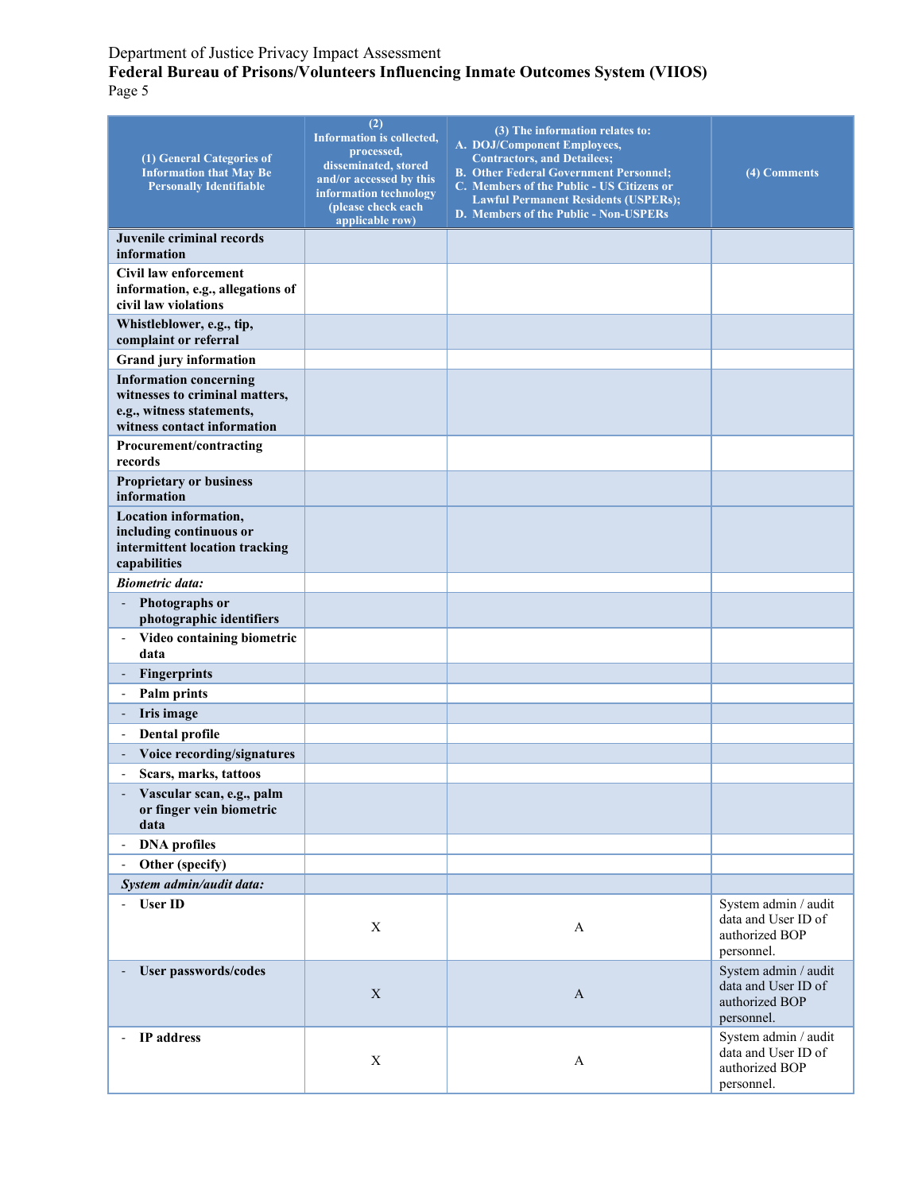| (1) General Categories of Information that May Be Personally Identifiable | (2) Information is collected, processed, disseminated, stored and/or accessed by this information technology (please check each applicable row) | (3) The information relates to: A. DOJ/Component Employees, Contractors, and Detailees; B. Other Federal Government Personnel; C. Members of the Public - US Citizens or Lawful Permanent Residents (USPERs); D. Members of the Public - Non-USPERs | (4) Comments |
|---|---|---|---|
| **Juvenile criminal records information** | | | |
| **Civil law enforcement information, e.g., allegations of civil law violations** | | | |
| **Whistleblower, e.g., tip, complaint or referral** | | | |
| **Grand jury information** | | | |
| **Information concerning witnesses to criminal matters, e.g., witness statements, witness contact information** | | | |
| **Procurement/contracting records** | | | |
| **Proprietary or business information** | | | |
| **Location information, including continuous or intermittent location tracking capabilities** | | | |
| ***Biometric data:*** | | | |
| - **Photographs or photographic identifiers** | | | |
| - **Video containing biometric data** | | | |
| - **Fingerprints** | | | |
| - **Palm prints** | | | |
| - **Iris image** | | | |
| - **Dental profile** | | | |
| - **Voice recording/signatures** | | | |
| - **Scars, marks, tattoos** | | | |
| - **Vascular scan, e.g., palm or finger vein biometric data** | | | |
| - **DNA profiles** | | | |
| - **Other (specify)** | | | |
| ***System admin/audit data:*** | | | |
| - **User ID** | X | A | System admin / audit data and User ID of authorized BOP personnel. |
| - **User passwords/codes** | X | A | System admin / audit data and User ID of authorized BOP personnel. |
| - **IP address** | X | A | System admin / audit data and User ID of authorized BOP personnel. |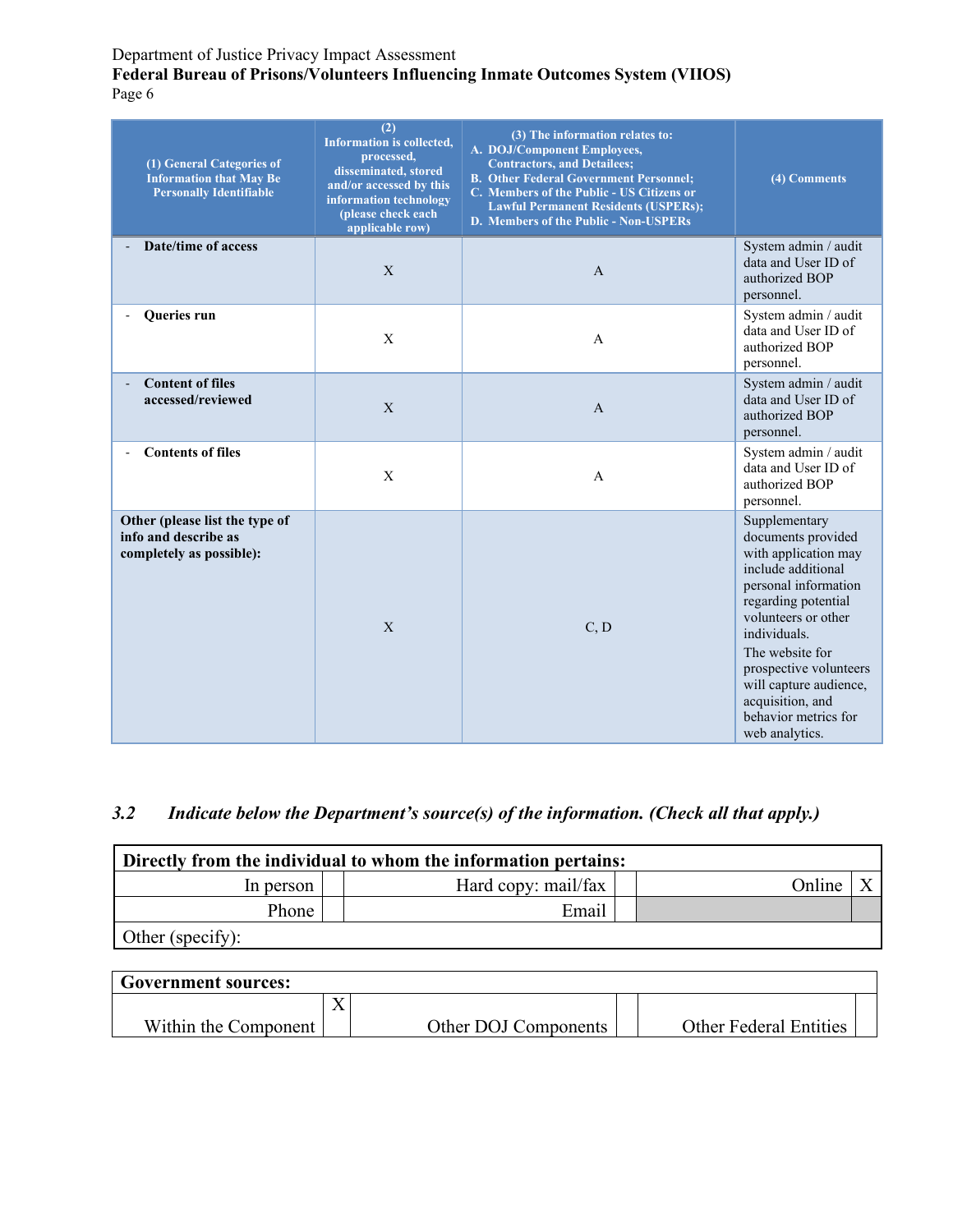| (1) General Categories of Information that May Be Personally Identifiable | (2) Information is collected, processed, disseminated, stored and/or accessed by this information technology (please check each applicable row) | (3) The information relates to: A. DOJ/Component Employees, Contractors, and Detailees; B. Other Federal Government Personnel; C. Members of the Public - US Citizens or Lawful Permanent Residents (USPERs); D. Members of the Public - Non-USPERs | (4) Comments |
|---|---|---|---|
| - **Date/time of access** | X | A | System admin / audit data and User ID of authorized BOP personnel. |
| - **Queries run** | X | A | System admin / audit data and User ID of authorized BOP personnel. |
| - **Content of files accessed/reviewed** | X | A | System admin / audit data and User ID of authorized BOP personnel. |
| - **Contents of files** | X | A | System admin / audit data and User ID of authorized BOP personnel. |
| **Other (please list the type of info and describe as completely as possible):** | X | C, D | Supplementary documents provided with application may include additional personal information regarding potential volunteers or other individuals. The website for prospective volunteers will capture audience, acquisition, and behavior metrics for web analytics. |

### *3.2 Indicate below the Department's source(s) of the information. (Check all that apply.)*

| **Directly from the individual to whom the information pertains:** | | | | | |
|---|---|---|---|---|---|
| In person | | Hard copy: mail/fax | | Online | X |
| Phone | | Email | | | |
| Other (specify): | | | | | |

| **Government sources:** | | | | | |
|---|---|---|---|---|---|
| Within the Component | X | Other DOJ Components | | Other Federal Entities | |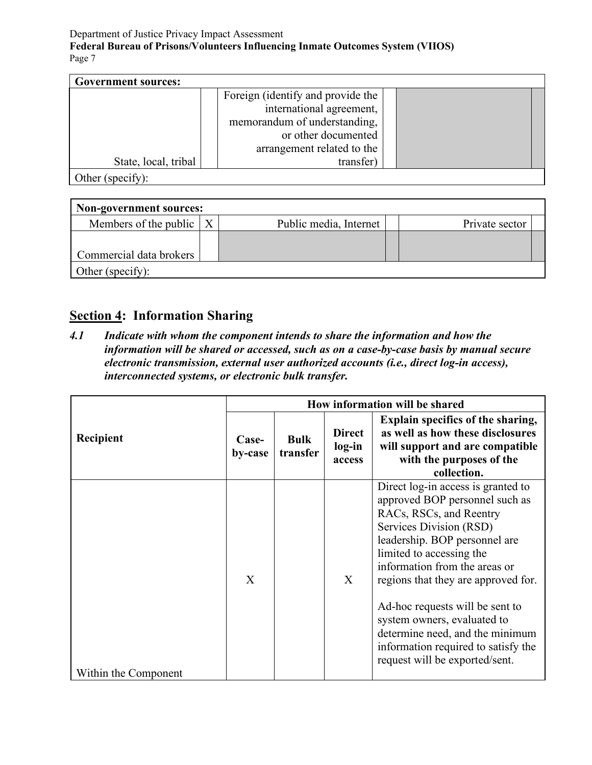| Government sources: | | | | | |
|---|---|---|---|---|---|
| State, local, tribal | | Foreign (identify and provide the international agreement, memorandum of understanding, or other documented arrangement related to the transfer) | | | |
| Other (specify): | | | | | |

| Non-government sources: | | | | | |
|---|---|---|---|---|---|
| Members of the public | X | Public media, Internet | | Private sector | |
| Commercial data brokers | | | | | |
| Other (specify): | | | | | |

## Section 4: Information Sharing

***4.1 Indicate with whom the component intends to share the information and how the information will be shared or accessed, such as on a case-by-case basis by manual secure electronic transmission, external user authorized accounts (i.e., direct log-in access), interconnected systems, or electronic bulk transfer.***

| Recipient | How information will be shared | | | |
|---|---|---|---|---|
| | **Case-by-case** | **Bulk transfer** | **Direct log-in access** | **Explain specifics of the sharing, as well as how these disclosures will support and are compatible with the purposes of the collection.** |
| Within the Component | X | | X | Direct log-in access is granted to approved BOP personnel such as RACs, RSCs, and Reentry Services Division (RSD) leadership. BOP personnel are limited to accessing the information from the areas or regions that they are approved for.<br><br>Ad-hoc requests will be sent to system owners, evaluated to determine need, and the minimum information required to satisfy the request will be exported/sent. |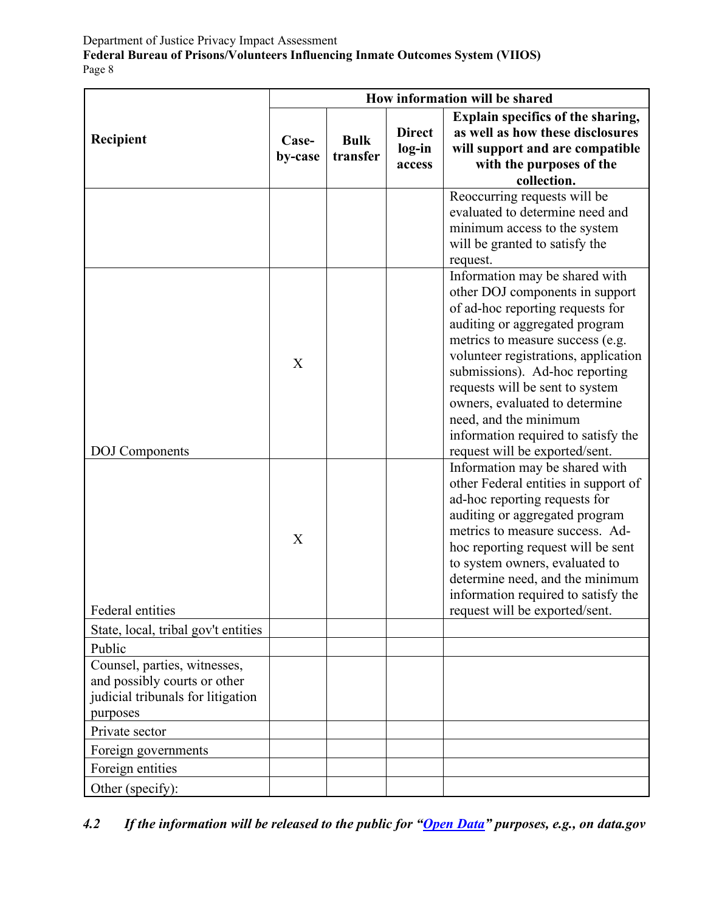| Recipient | How information will be shared | | | |
|---|---|---|---|---|
| | Case-by-case | Bulk transfer | Direct log-in access | Explain specifics of the sharing, as well as how these disclosures will support and are compatible with the purposes of the collection. |
| | | | | Reoccurring requests will be evaluated to determine need and minimum access to the system will be granted to satisfy the request. |
| DOJ Components | X | | | Information may be shared with other DOJ components in support of ad-hoc reporting requests for auditing or aggregated program metrics to measure success (e.g. volunteer registrations, application submissions). Ad-hoc reporting requests will be sent to system owners, evaluated to determine need, and the minimum information required to satisfy the request will be exported/sent. |
| Federal entities | X | | | Information may be shared with other Federal entities in support of ad-hoc reporting requests for auditing or aggregated program metrics to measure success. Ad-hoc reporting request will be sent to system owners, evaluated to determine need, and the minimum information required to satisfy the request will be exported/sent. |
| State, local, tribal gov't entities | | | | |
| Public | | | | |
| Counsel, parties, witnesses, and possibly courts or other judicial tribunals for litigation purposes | | | | |
| Private sector | | | | |
| Foreign governments | | | | |
| Foreign entities | | | | |
| Other (specify): | | | | |

***4.2 If the information will be released to the public for "Open Data" purposes, e.g., on data.gov***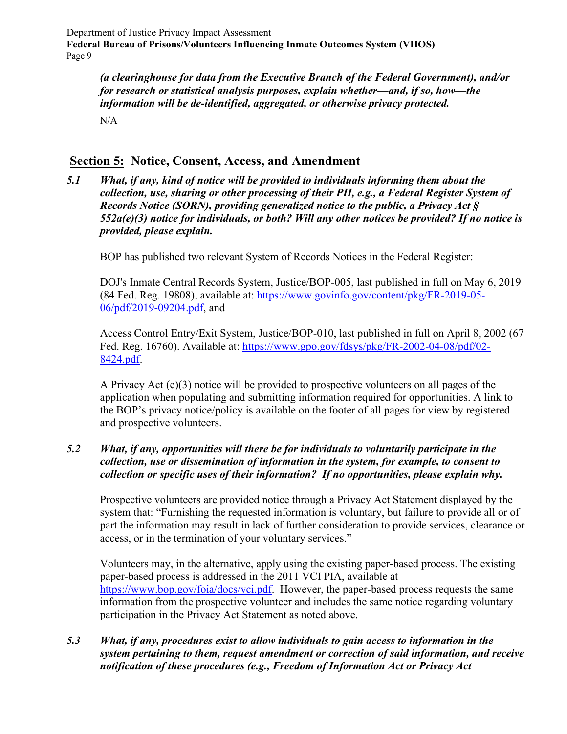*(a clearinghouse for data from the Executive Branch of the Federal Government), and/or for research or statistical analysis purposes, explain whether—and, if so, how—the information will be de-identified, aggregated, or otherwise privacy protected.*

N/A

## Section 5: Notice, Consent, Access, and Amendment

***5.1 What, if any, kind of notice will be provided to individuals informing them about the collection, use, sharing or other processing of their PII, e.g., a Federal Register System of Records Notice (SORN), providing generalized notice to the public, a Privacy Act § 552a(e)(3) notice for individuals, or both? Will any other notices be provided? If no notice is provided, please explain.***

BOP has published two relevant System of Records Notices in the Federal Register:

DOJ's Inmate Central Records System, Justice/BOP-005, last published in full on May 6, 2019 (84 Fed. Reg. 19808), available at: https://www.govinfo.gov/content/pkg/FR-2019-05-06/pdf/2019-09204.pdf, and

Access Control Entry/Exit System, Justice/BOP-010, last published in full on April 8, 2002 (67 Fed. Reg. 16760). Available at: https://www.gpo.gov/fdsys/pkg/FR-2002-04-08/pdf/02-8424.pdf.

A Privacy Act (e)(3) notice will be provided to prospective volunteers on all pages of the application when populating and submitting information required for opportunities. A link to the BOP's privacy notice/policy is available on the footer of all pages for view by registered and prospective volunteers.

***5.2 What, if any, opportunities will there be for individuals to voluntarily participate in the collection, use or dissemination of information in the system, for example, to consent to collection or specific uses of their information? If no opportunities, please explain why.***

Prospective volunteers are provided notice through a Privacy Act Statement displayed by the system that: "Furnishing the requested information is voluntary, but failure to provide all or of part the information may result in lack of further consideration to provide services, clearance or access, or in the termination of your voluntary services."

Volunteers may, in the alternative, apply using the existing paper-based process. The existing paper-based process is addressed in the 2011 VCI PIA, available at https://www.bop.gov/foia/docs/vci.pdf. However, the paper-based process requests the same information from the prospective volunteer and includes the same notice regarding voluntary participation in the Privacy Act Statement as noted above.

***5.3 What, if any, procedures exist to allow individuals to gain access to information in the system pertaining to them, request amendment or correction of said information, and receive notification of these procedures (e.g., Freedom of Information Act or Privacy Act***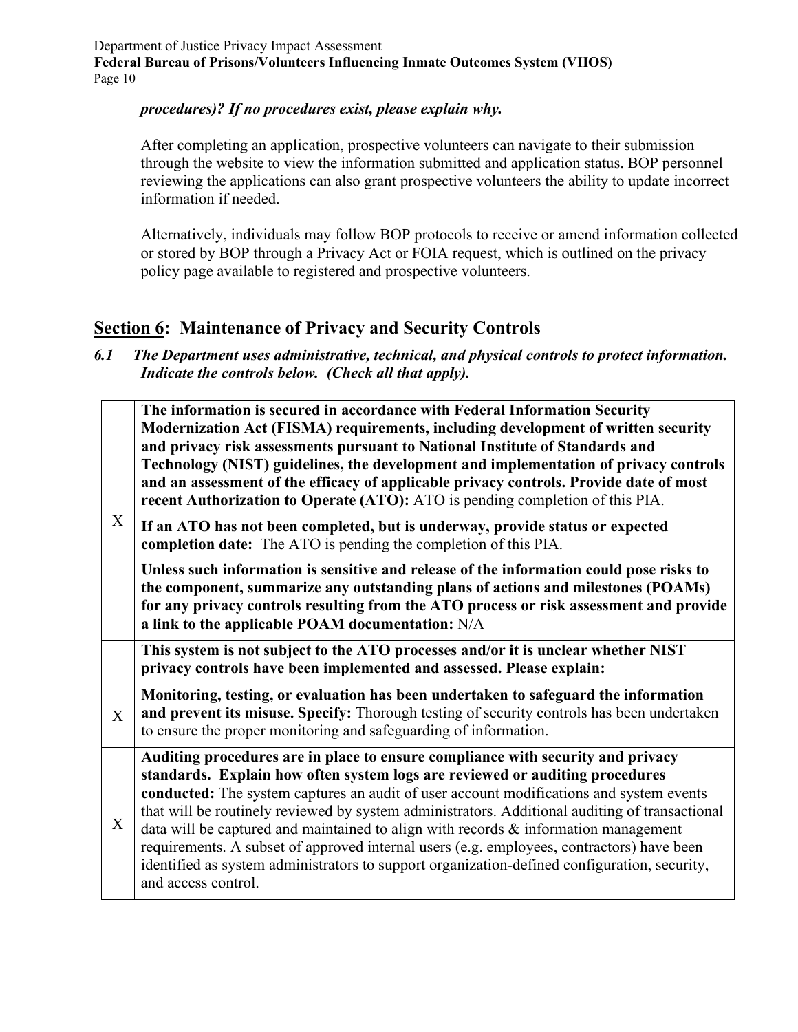***procedures)? If no procedures exist, please explain why.***

After completing an application, prospective volunteers can navigate to their submission through the website to view the information submitted and application status. BOP personnel reviewing the applications can also grant prospective volunteers the ability to update incorrect information if needed.

Alternatively, individuals may follow BOP protocols to receive or amend information collected or stored by BOP through a Privacy Act or FOIA request, which is outlined on the privacy policy page available to registered and prospective volunteers.

## Section 6: Maintenance of Privacy and Security Controls

***6.1 The Department uses administrative, technical, and physical controls to protect information. Indicate the controls below. (Check all that apply).***

| | |
|---|---|
| X | **The information is secured in accordance with Federal Information Security Modernization Act (FISMA) requirements, including development of written security and privacy risk assessments pursuant to National Institute of Standards and Technology (NIST) guidelines, the development and implementation of privacy controls and an assessment of the efficacy of applicable privacy controls. Provide date of most recent Authorization to Operate (ATO):** ATO is pending completion of this PIA.<br><br>**If an ATO has not been completed, but is underway, provide status or expected completion date:** The ATO is pending the completion of this PIA.<br><br>**Unless such information is sensitive and release of the information could pose risks to the component, summarize any outstanding plans of actions and milestones (POAMs) for any privacy controls resulting from the ATO process or risk assessment and provide a link to the applicable POAM documentation:** N/A |
| | **This system is not subject to the ATO processes and/or it is unclear whether NIST privacy controls have been implemented and assessed. Please explain:** |
| X | **Monitoring, testing, or evaluation has been undertaken to safeguard the information and prevent its misuse. Specify:** Thorough testing of security controls has been undertaken to ensure the proper monitoring and safeguarding of information. |
| X | **Auditing procedures are in place to ensure compliance with security and privacy standards. Explain how often system logs are reviewed or auditing procedures conducted:** The system captures an audit of user account modifications and system events that will be routinely reviewed by system administrators. Additional auditing of transactional data will be captured and maintained to align with records & information management requirements. A subset of approved internal users (e.g. employees, contractors) have been identified as system administrators to support organization-defined configuration, security, and access control. |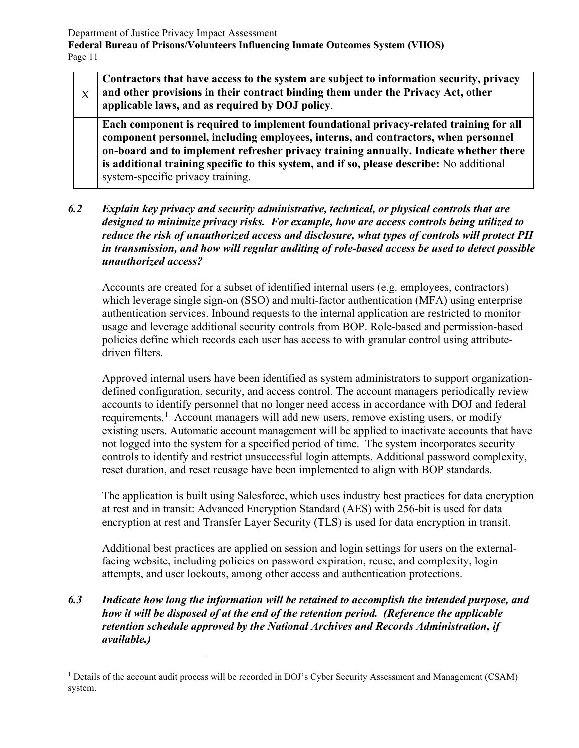| | |
|---|---|
| X | **Contractors that have access to the system are subject to information security, privacy and other provisions in their contract binding them under the Privacy Act, other applicable laws, and as required by DOJ policy**. |
| | **Each component is required to implement foundational privacy-related training for all component personnel, including employees, interns, and contractors, when personnel on-board and to implement refresher privacy training annually. Indicate whether there is additional training specific to this system, and if so, please describe:** No additional system-specific privacy training. |

***6.2 Explain key privacy and security administrative, technical, or physical controls that are designed to minimize privacy risks. For example, how are access controls being utilized to reduce the risk of unauthorized access and disclosure, what types of controls will protect PII in transmission, and how will regular auditing of role-based access be used to detect possible unauthorized access?***

Accounts are created for a subset of identified internal users (e.g. employees, contractors) which leverage single sign-on (SSO) and multi-factor authentication (MFA) using enterprise authentication services. Inbound requests to the internal application are restricted to monitor usage and leverage additional security controls from BOP. Role-based and permission-based policies define which records each user has access to with granular control using attribute-driven filters.

Approved internal users have been identified as system administrators to support organization-defined configuration, security, and access control. The account managers periodically review accounts to identify personnel that no longer need access in accordance with DOJ and federal requirements.[1] Account managers will add new users, remove existing users, or modify existing users. Automatic account management will be applied to inactivate accounts that have not logged into the system for a specified period of time. The system incorporates security controls to identify and restrict unsuccessful login attempts. Additional password complexity, reset duration, and reset reusage have been implemented to align with BOP standards.

The application is built using Salesforce, which uses industry best practices for data encryption at rest and in transit: Advanced Encryption Standard (AES) with 256-bit is used for data encryption at rest and Transfer Layer Security (TLS) is used for data encryption in transit.

Additional best practices are applied on session and login settings for users on the external-facing website, including policies on password expiration, reuse, and complexity, login attempts, and user lockouts, among other access and authentication protections.

***6.3 Indicate how long the information will be retained to accomplish the intended purpose, and how it will be disposed of at the end of the retention period. (Reference the applicable retention schedule approved by the National Archives and Records Administration, if available.)***

[1] Details of the account audit process will be recorded in DOJ's Cyber Security Assessment and Management (CSAM) system.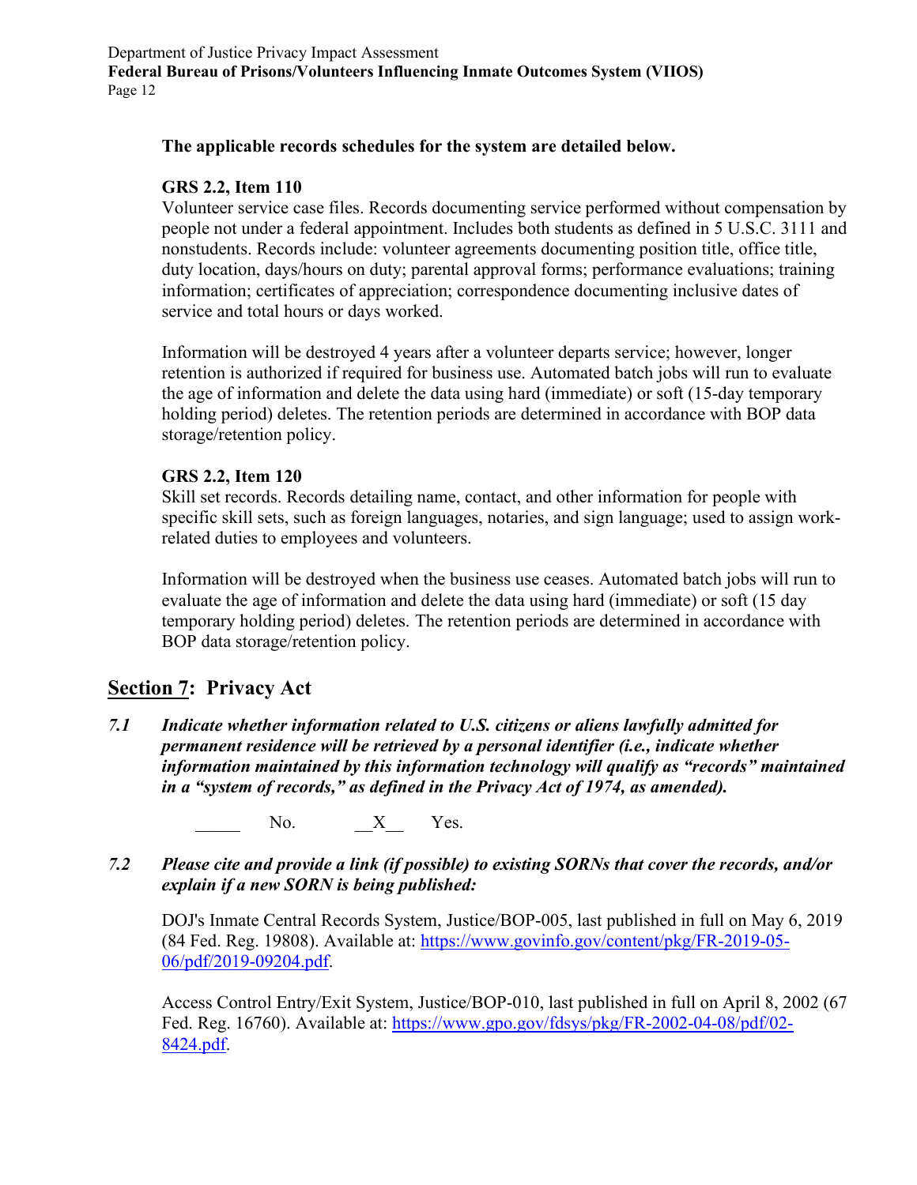**The applicable records schedules for the system are detailed below.**

**GRS 2.2, Item 110**
Volunteer service case files. Records documenting service performed without compensation by people not under a federal appointment. Includes both students as defined in 5 U.S.C. 3111 and nonstudents. Records include: volunteer agreements documenting position title, office title, duty location, days/hours on duty; parental approval forms; performance evaluations; training information; certificates of appreciation; correspondence documenting inclusive dates of service and total hours or days worked.

Information will be destroyed 4 years after a volunteer departs service; however, longer retention is authorized if required for business use. Automated batch jobs will run to evaluate the age of information and delete the data using hard (immediate) or soft (15-day temporary holding period) deletes. The retention periods are determined in accordance with BOP data storage/retention policy.

**GRS 2.2, Item 120**
Skill set records. Records detailing name, contact, and other information for people with specific skill sets, such as foreign languages, notaries, and sign language; used to assign work-related duties to employees and volunteers.

Information will be destroyed when the business use ceases. Automated batch jobs will run to evaluate the age of information and delete the data using hard (immediate) or soft (15 day temporary holding period) deletes. The retention periods are determined in accordance with BOP data storage/retention policy.

## Section 7: Privacy Act

***7.1 Indicate whether information related to U.S. citizens or aliens lawfully admitted for permanent residence will be retrieved by a personal identifier (i.e., indicate whether information maintained by this information technology will qualify as "records" maintained in a "system of records," as defined in the Privacy Act of 1974, as amended).***

_____ No. __X__ Yes.

***7.2 Please cite and provide a link (if possible) to existing SORNs that cover the records, and/or explain if a new SORN is being published:***

DOJ's Inmate Central Records System, Justice/BOP-005, last published in full on May 6, 2019 (84 Fed. Reg. 19808). Available at: https://www.govinfo.gov/content/pkg/FR-2019-05-06/pdf/2019-09204.pdf.

Access Control Entry/Exit System, Justice/BOP-010, last published in full on April 8, 2002 (67 Fed. Reg. 16760). Available at: https://www.gpo.gov/fdsys/pkg/FR-2002-04-08/pdf/02-8424.pdf.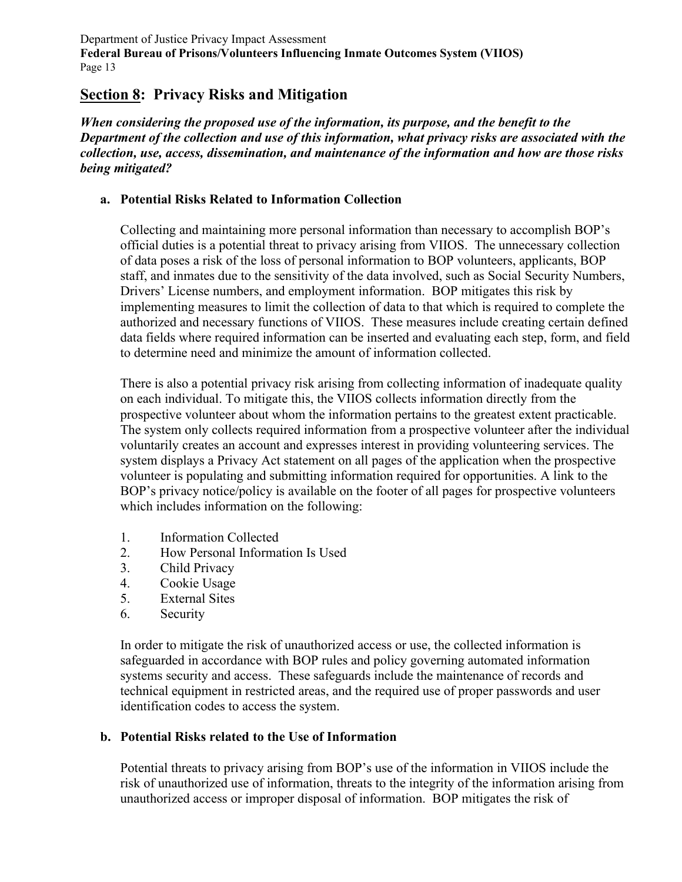## Section 8: Privacy Risks and Mitigation

***When considering the proposed use of the information, its purpose, and the benefit to the Department of the collection and use of this information, what privacy risks are associated with the collection, use, access, dissemination, and maintenance of the information and how are those risks being mitigated?***

### a. Potential Risks Related to Information Collection

Collecting and maintaining more personal information than necessary to accomplish BOP's official duties is a potential threat to privacy arising from VIIOS. The unnecessary collection of data poses a risk of the loss of personal information to BOP volunteers, applicants, BOP staff, and inmates due to the sensitivity of the data involved, such as Social Security Numbers, Drivers' License numbers, and employment information. BOP mitigates this risk by implementing measures to limit the collection of data to that which is required to complete the authorized and necessary functions of VIIOS. These measures include creating certain defined data fields where required information can be inserted and evaluating each step, form, and field to determine need and minimize the amount of information collected.

There is also a potential privacy risk arising from collecting information of inadequate quality on each individual. To mitigate this, the VIIOS collects information directly from the prospective volunteer about whom the information pertains to the greatest extent practicable. The system only collects required information from a prospective volunteer after the individual voluntarily creates an account and expresses interest in providing volunteering services. The system displays a Privacy Act statement on all pages of the application when the prospective volunteer is populating and submitting information required for opportunities. A link to the BOP's privacy notice/policy is available on the footer of all pages for prospective volunteers which includes information on the following:

1. Information Collected
2. How Personal Information Is Used
3. Child Privacy
4. Cookie Usage
5. External Sites
6. Security

In order to mitigate the risk of unauthorized access or use, the collected information is safeguarded in accordance with BOP rules and policy governing automated information systems security and access. These safeguards include the maintenance of records and technical equipment in restricted areas, and the required use of proper passwords and user identification codes to access the system.

### b. Potential Risks related to the Use of Information

Potential threats to privacy arising from BOP's use of the information in VIIOS include the risk of unauthorized use of information, threats to the integrity of the information arising from unauthorized access or improper disposal of information. BOP mitigates the risk of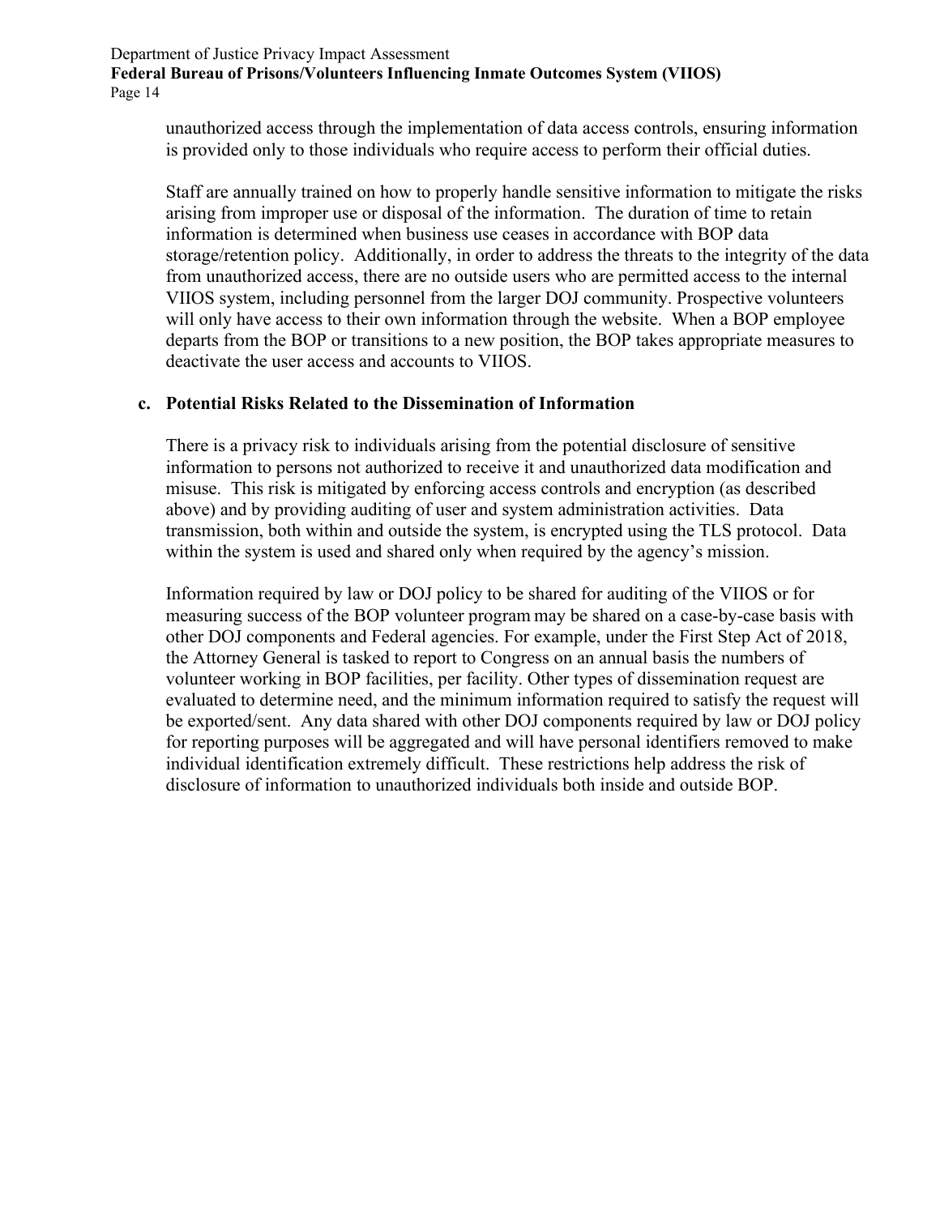unauthorized access through the implementation of data access controls, ensuring information is provided only to those individuals who require access to perform their official duties.

Staff are annually trained on how to properly handle sensitive information to mitigate the risks arising from improper use or disposal of the information. The duration of time to retain information is determined when business use ceases in accordance with BOP data storage/retention policy. Additionally, in order to address the threats to the integrity of the data from unauthorized access, there are no outside users who are permitted access to the internal VIIOS system, including personnel from the larger DOJ community. Prospective volunteers will only have access to their own information through the website. When a BOP employee departs from the BOP or transitions to a new position, the BOP takes appropriate measures to deactivate the user access and accounts to VIIOS.

**c. Potential Risks Related to the Dissemination of Information**

There is a privacy risk to individuals arising from the potential disclosure of sensitive information to persons not authorized to receive it and unauthorized data modification and misuse. This risk is mitigated by enforcing access controls and encryption (as described above) and by providing auditing of user and system administration activities. Data transmission, both within and outside the system, is encrypted using the TLS protocol. Data within the system is used and shared only when required by the agency's mission.

Information required by law or DOJ policy to be shared for auditing of the VIIOS or for measuring success of the BOP volunteer program may be shared on a case-by-case basis with other DOJ components and Federal agencies. For example, under the First Step Act of 2018, the Attorney General is tasked to report to Congress on an annual basis the numbers of volunteer working in BOP facilities, per facility. Other types of dissemination request are evaluated to determine need, and the minimum information required to satisfy the request will be exported/sent. Any data shared with other DOJ components required by law or DOJ policy for reporting purposes will be aggregated and will have personal identifiers removed to make individual identification extremely difficult. These restrictions help address the risk of disclosure of information to unauthorized individuals both inside and outside BOP.